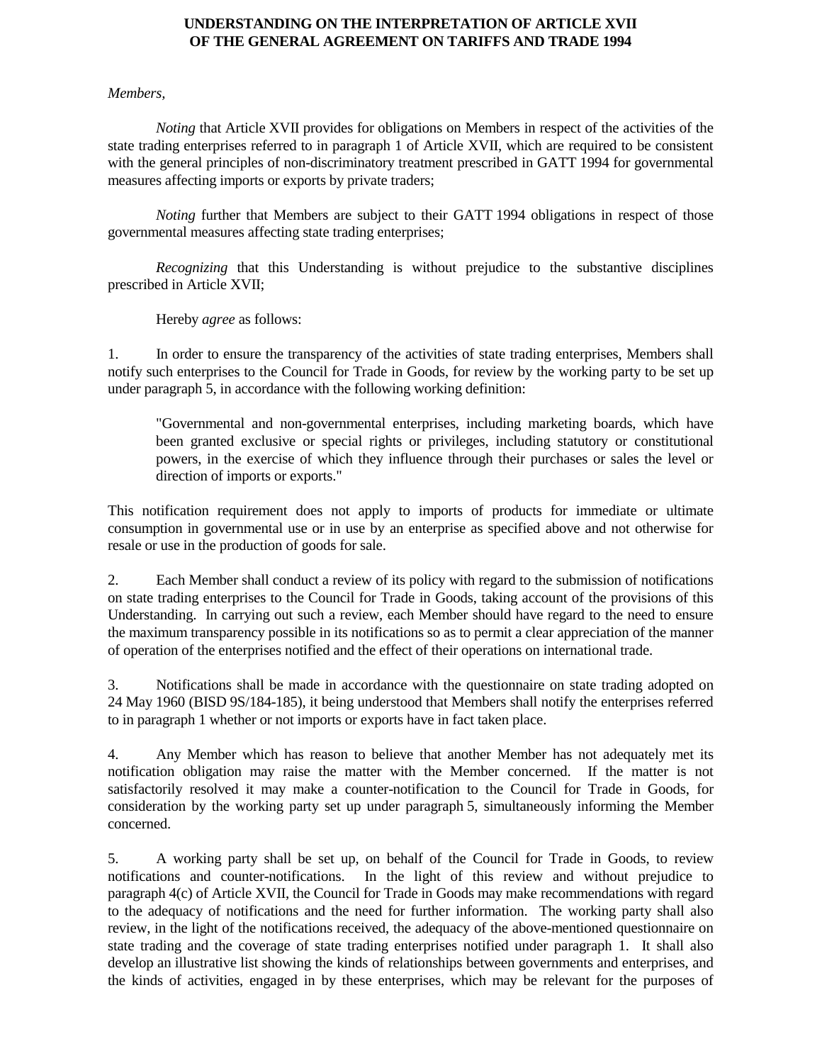# UNDERSTANDING ON THE INTERPRETATION OF ARTICLE XVII OF THE GENERAL AGREEMENT ON TARIFFS AND TRADE 1994

*Members,*

*Noting* that Article XVII provides for obligations on Members in respect of the activities of the state trading enterprises referred to in paragraph 1 of Article XVII, which are required to be consistent with the general principles of non-discriminatory treatment prescribed in GATT 1994 for governmental measures affecting imports or exports by private traders;

*Noting* further that Members are subject to their GATT 1994 obligations in respect of those governmental measures affecting state trading enterprises;

*Recognizing* that this Understanding is without prejudice to the substantive disciplines prescribed in Article XVII;

Hereby *agree* as follows:

1. In order to ensure the transparency of the activities of state trading enterprises, Members shall notify such enterprises to the Council for Trade in Goods, for review by the working party to be set up under paragraph 5, in accordance with the following working definition:

> "Governmental and non-governmental enterprises, including marketing boards, which have been granted exclusive or special rights or privileges, including statutory or constitutional powers, in the exercise of which they influence through their purchases or sales the level or direction of imports or exports."

This notification requirement does not apply to imports of products for immediate or ultimate consumption in governmental use or in use by an enterprise as specified above and not otherwise for resale or use in the production of goods for sale.

2. Each Member shall conduct a review of its policy with regard to the submission of notifications on state trading enterprises to the Council for Trade in Goods, taking account of the provisions of this Understanding. In carrying out such a review, each Member should have regard to the need to ensure the maximum transparency possible in its notifications so as to permit a clear appreciation of the manner of operation of the enterprises notified and the effect of their operations on international trade.

3. Notifications shall be made in accordance with the questionnaire on state trading adopted on 24 May 1960 (BISD 9S/184-185), it being understood that Members shall notify the enterprises referred to in paragraph 1 whether or not imports or exports have in fact taken place.

4. Any Member which has reason to believe that another Member has not adequately met its notification obligation may raise the matter with the Member concerned. If the matter is not satisfactorily resolved it may make a counter-notification to the Council for Trade in Goods, for consideration by the working party set up under paragraph 5, simultaneously informing the Member concerned.

5. A working party shall be set up, on behalf of the Council for Trade in Goods, to review notifications and counter-notifications. In the light of this review and without prejudice to paragraph 4(c) of Article XVII, the Council for Trade in Goods may make recommendations with regard to the adequacy of notifications and the need for further information. The working party shall also review, in the light of the notifications received, the adequacy of the above-mentioned questionnaire on state trading and the coverage of state trading enterprises notified under paragraph 1. It shall also develop an illustrative list showing the kinds of relationships between governments and enterprises, and the kinds of activities, engaged in by these enterprises, which may be relevant for the purposes of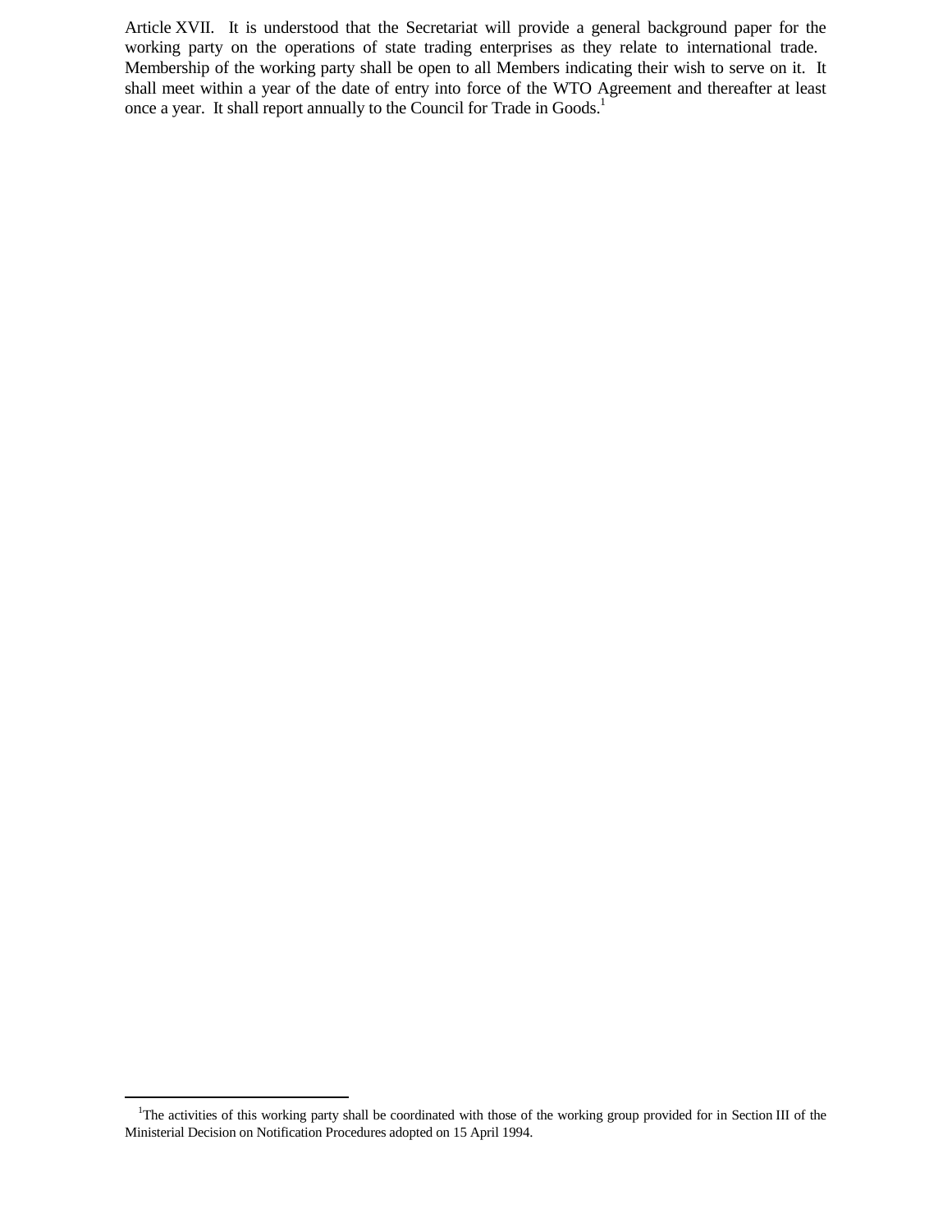Article XVII. It is understood that the Secretariat will provide a general background paper for the working party on the operations of state trading enterprises as they relate to international trade. Membership of the working party shall be open to all Members indicating their wish to serve on it. It shall meet within a year of the date of entry into force of the WTO Agreement and thereafter at least once a year. It shall report annually to the Council for Trade in Goods.[1]

[1]The activities of this working party shall be coordinated with those of the working group provided for in Section III of the Ministerial Decision on Notification Procedures adopted on 15 April 1994.